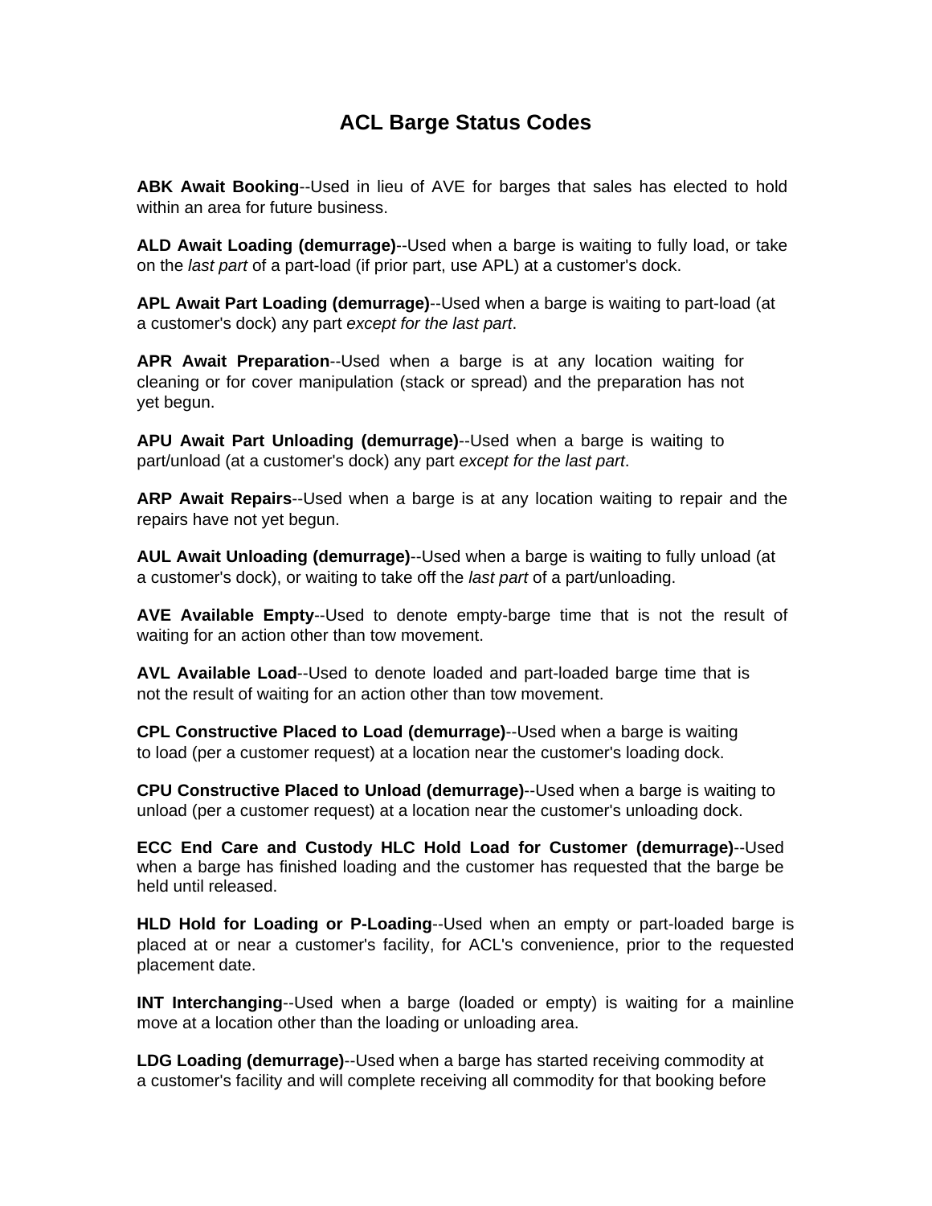# ACL Barge Status Codes

**ABK Await Booking**--Used in lieu of AVE for barges that sales has elected to hold within an area for future business.

**ALD Await Loading (demurrage)**--Used when a barge is waiting to fully load, or take on the *last part* of a part-load (if prior part, use APL) at a customer's dock.

**APL Await Part Loading (demurrage)**--Used when a barge is waiting to part-load (at a customer's dock) any part *except for the last part*.

**APR Await Preparation**--Used when a barge is at any location waiting for cleaning or for cover manipulation (stack or spread) and the preparation has not yet begun.

**APU Await Part Unloading (demurrage)**--Used when a barge is waiting to part/unload (at a customer's dock) any part *except for the last part*.

**ARP Await Repairs**--Used when a barge is at any location waiting to repair and the repairs have not yet begun.

**AUL Await Unloading (demurrage)**--Used when a barge is waiting to fully unload (at a customer's dock), or waiting to take off the *last part* of a part/unloading.

**AVE Available Empty**--Used to denote empty-barge time that is not the result of waiting for an action other than tow movement.

**AVL Available Load**--Used to denote loaded and part-loaded barge time that is not the result of waiting for an action other than tow movement.

**CPL Constructive Placed to Load (demurrage)**--Used when a barge is waiting to load (per a customer request) at a location near the customer's loading dock.

**CPU Constructive Placed to Unload (demurrage)**--Used when a barge is waiting to unload (per a customer request) at a location near the customer's unloading dock.

**ECC End Care and Custody HLC Hold Load for Customer (demurrage)**--Used when a barge has finished loading and the customer has requested that the barge be held until released.

**HLD Hold for Loading or P-Loading**--Used when an empty or part-loaded barge is placed at or near a customer's facility, for ACL's convenience, prior to the requested placement date.

**INT Interchanging**--Used when a barge (loaded or empty) is waiting for a mainline move at a location other than the loading or unloading area.

**LDG Loading (demurrage)**--Used when a barge has started receiving commodity at a customer's facility and will complete receiving all commodity for that booking before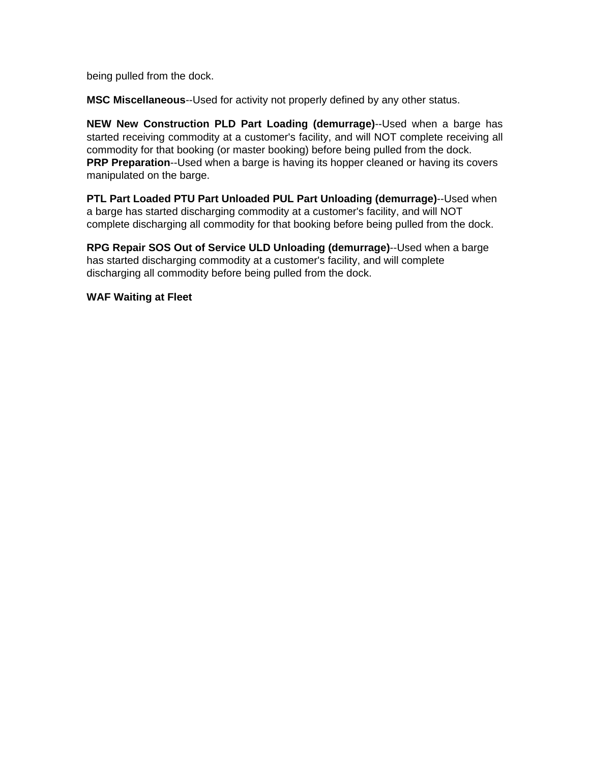being pulled from the dock.

**MSC Miscellaneous**--Used for activity not properly defined by any other status.

**NEW New Construction PLD Part Loading (demurrage)**--Used when a barge has started receiving commodity at a customer's facility, and will NOT complete receiving all commodity for that booking (or master booking) before being pulled from the dock.
**PRP Preparation**--Used when a barge is having its hopper cleaned or having its covers manipulated on the barge.

**PTL Part Loaded PTU Part Unloaded PUL Part Unloading (demurrage)**--Used when a barge has started discharging commodity at a customer's facility, and will NOT complete discharging all commodity for that booking before being pulled from the dock.

**RPG Repair SOS Out of Service ULD Unloading (demurrage)**--Used when a barge has started discharging commodity at a customer's facility, and will complete discharging all commodity before being pulled from the dock.

**WAF Waiting at Fleet**